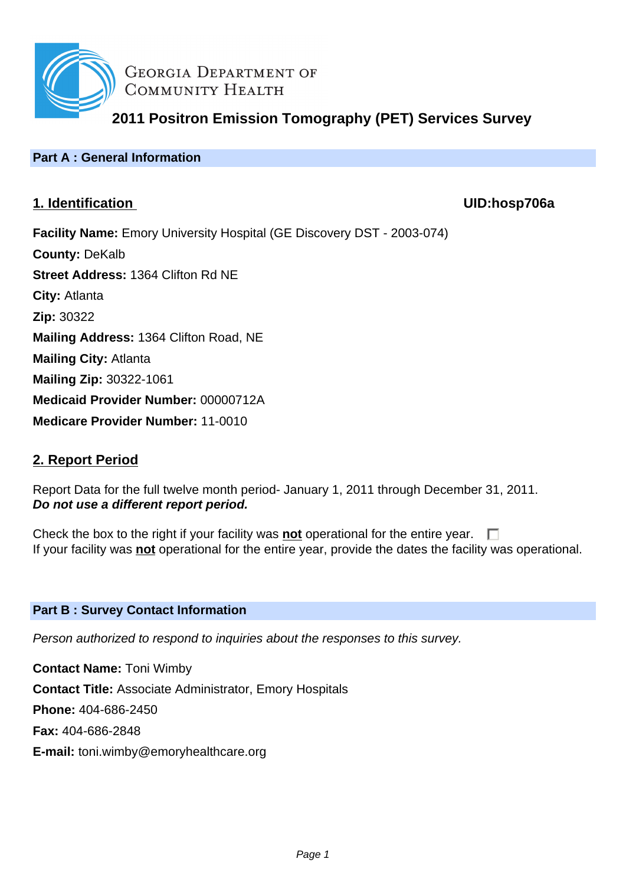Georgia Department of Community Health

# 2011 Positron Emission Tomography (PET) Services Survey

## Part A : General Information

### 1. Identification

**UID:hosp706a**

**Facility Name:** Emory University Hospital (GE Discovery DST - 2003-074)
**County:** DeKalb
**Street Address:** 1364 Clifton Rd NE
**City:** Atlanta
**Zip:** 30322
**Mailing Address:** 1364 Clifton Road, NE
**Mailing City:** Atlanta
**Mailing Zip:** 30322-1061
**Medicaid Provider Number:** 00000712A
**Medicare Provider Number:** 11-0010

### 2. Report Period

Report Data for the full twelve month period- January 1, 2011 through December 31, 2011.
***Do not use a different report period.***

Check the box to the right if your facility was **not** operational for the entire year. ☐
If your facility was **not** operational for the entire year, provide the dates the facility was operational.

## Part B : Survey Contact Information

*Person authorized to respond to inquiries about the responses to this survey.*

**Contact Name:** Toni Wimby
**Contact Title:** Associate Administrator, Emory Hospitals
**Phone:** 404-686-2450
**Fax:** 404-686-2848
**E-mail:** toni.wimby@emoryhealthcare.org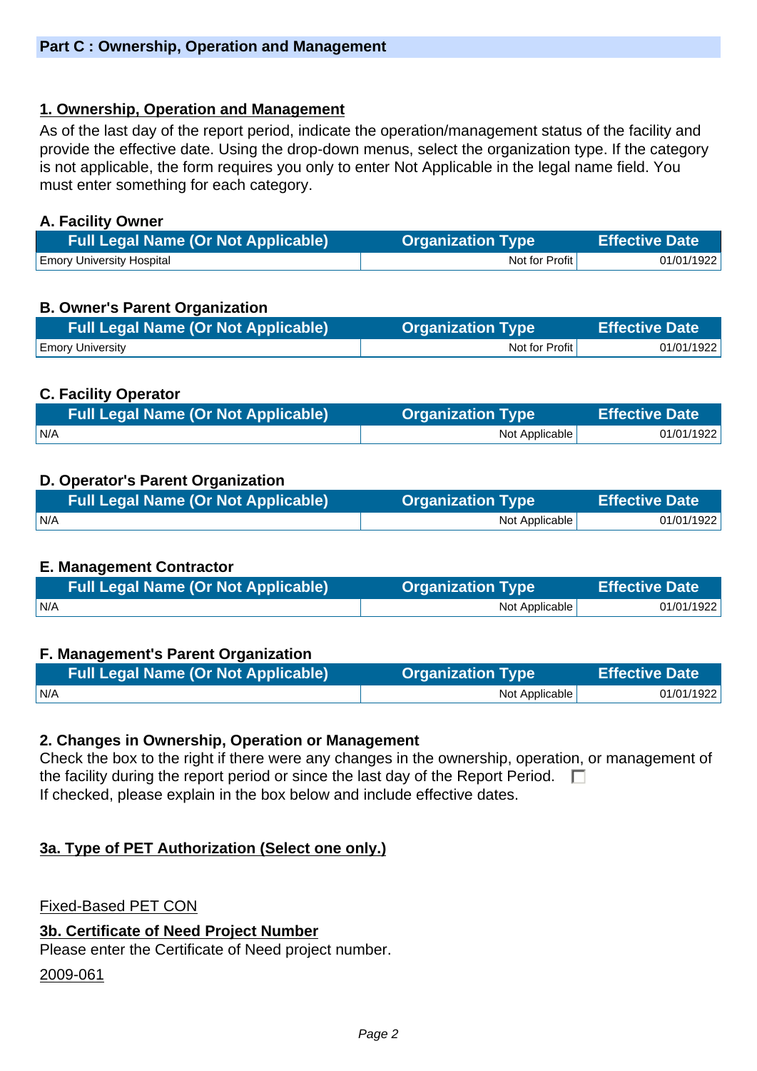## Part C : Ownership, Operation and Management

### 1. Ownership, Operation and Management

As of the last day of the report period, indicate the operation/management status of the facility and provide the effective date. Using the drop-down menus, select the organization type. If the category is not applicable, the form requires you only to enter Not Applicable in the legal name field. You must enter something for each category.

**A. Facility Owner**

| Full Legal Name (Or Not Applicable) | Organization Type | Effective Date |
|---|---|---|
| Emory University Hospital | Not for Profit | 01/01/1922 |

**B. Owner's Parent Organization**

| Full Legal Name (Or Not Applicable) | Organization Type | Effective Date |
|---|---|---|
| Emory University | Not for Profit | 01/01/1922 |

**C. Facility Operator**

| Full Legal Name (Or Not Applicable) | Organization Type | Effective Date |
|---|---|---|
| N/A | Not Applicable | 01/01/1922 |

**D. Operator's Parent Organization**

| Full Legal Name (Or Not Applicable) | Organization Type | Effective Date |
|---|---|---|
| N/A | Not Applicable | 01/01/1922 |

**E. Management Contractor**

| Full Legal Name (Or Not Applicable) | Organization Type | Effective Date |
|---|---|---|
| N/A | Not Applicable | 01/01/1922 |

**F. Management's Parent Organization**

| Full Legal Name (Or Not Applicable) | Organization Type | Effective Date |
|---|---|---|
| N/A | Not Applicable | 01/01/1922 |

**2. Changes in Ownership, Operation or Management**

Check the box to the right if there were any changes in the ownership, operation, or management of the facility during the report period or since the last day of the Report Period. ☐

If checked, please explain in the box below and include effective dates.

### 3a. Type of PET Authorization (Select one only.)

Fixed-Based PET CON

### 3b. Certificate of Need Project Number

Please enter the Certificate of Need project number.

2009-061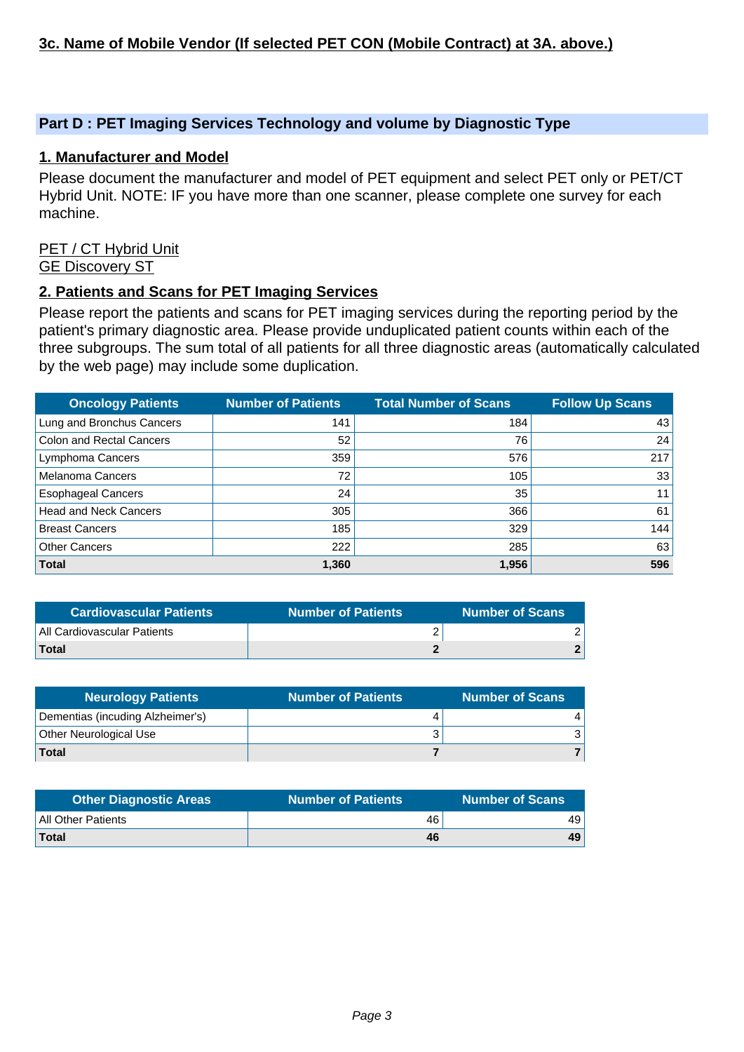**3c. Name of Mobile Vendor (If selected PET CON (Mobile Contract) at 3A. above.)**

## Part D : PET Imaging Services Technology and volume by Diagnostic Type

### 1. Manufacturer and Model

Please document the manufacturer and model of PET equipment and select PET only or PET/CT Hybrid Unit. NOTE: IF you have more than one scanner, please complete one survey for each machine.

PET / CT Hybrid Unit
GE Discovery ST

### 2. Patients and Scans for PET Imaging Services

Please report the patients and scans for PET imaging services during the reporting period by the patient's primary diagnostic area. Please provide unduplicated patient counts within each of the three subgroups. The sum total of all patients for all three diagnostic areas (automatically calculated by the web page) may include some duplication.

| Oncology Patients | Number of Patients | Total Number of Scans | Follow Up Scans |
|---|---|---|---|
| Lung and Bronchus Cancers | 141 | 184 | 43 |
| Colon and Rectal Cancers | 52 | 76 | 24 |
| Lymphoma Cancers | 359 | 576 | 217 |
| Melanoma Cancers | 72 | 105 | 33 |
| Esophageal Cancers | 24 | 35 | 11 |
| Head and Neck Cancers | 305 | 366 | 61 |
| Breast Cancers | 185 | 329 | 144 |
| Other Cancers | 222 | 285 | 63 |
| **Total** | **1,360** | **1,956** | **596** |

| Cardiovascular Patients | Number of Patients | Number of Scans |
|---|---|---|
| All Cardiovascular Patients | 2 | 2 |
| **Total** | **2** | **2** |

| Neurology Patients | Number of Patients | Number of Scans |
|---|---|---|
| Dementias (incuding Alzheimer's) | 4 | 4 |
| Other Neurological Use | 3 | 3 |
| **Total** | **7** | **7** |

| Other Diagnostic Areas | Number of Patients | Number of Scans |
|---|---|---|
| All Other Patients | 46 | 49 |
| **Total** | **46** | **49** |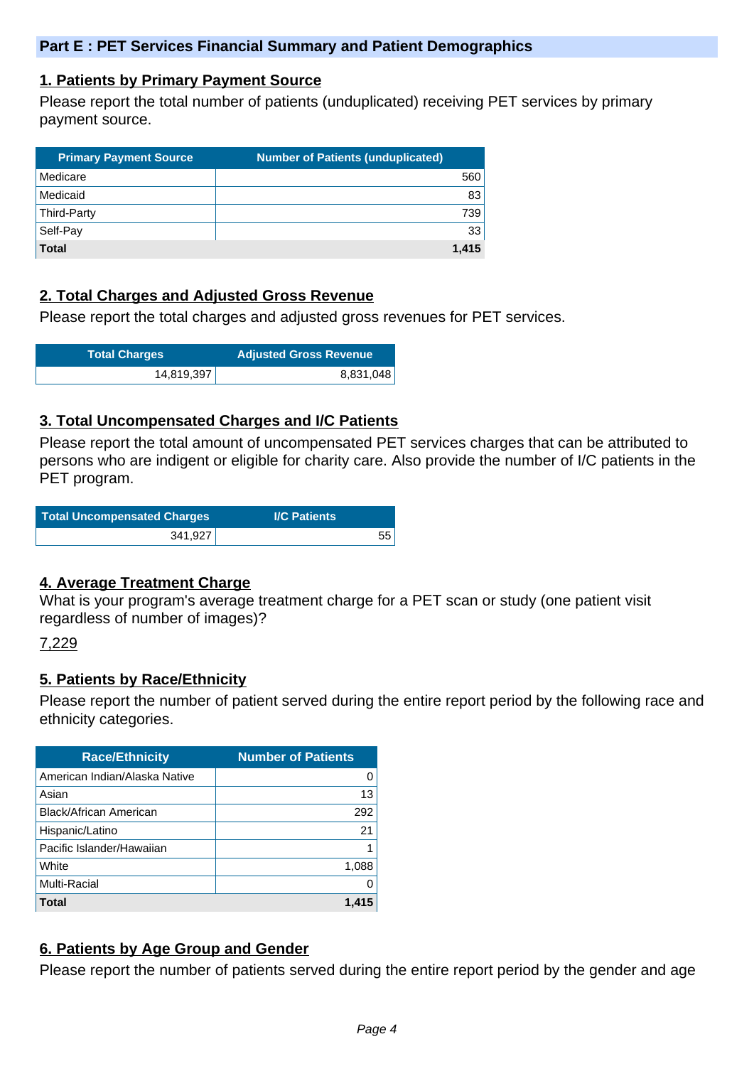## Part E : PET Services Financial Summary and Patient Demographics

### 1. Patients by Primary Payment Source

Please report the total number of patients (unduplicated) receiving PET services by primary payment source.

| Primary Payment Source | Number of Patients (unduplicated) |
|---|---|
| Medicare | 560 |
| Medicaid | 83 |
| Third-Party | 739 |
| Self-Pay | 33 |
| **Total** | **1,415** |

### 2. Total Charges and Adjusted Gross Revenue

Please report the total charges and adjusted gross revenues for PET services.

| Total Charges | Adjusted Gross Revenue |
|---|---|
| 14,819,397 | 8,831,048 |

### 3. Total Uncompensated Charges and I/C Patients

Please report the total amount of uncompensated PET services charges that can be attributed to persons who are indigent or eligible for charity care. Also provide the number of I/C patients in the PET program.

| Total Uncompensated Charges | I/C Patients |
|---|---|
| 341,927 | 55 |

### 4. Average Treatment Charge

What is your program's average treatment charge for a PET scan or study (one patient visit regardless of number of images)?

7,229

### 5. Patients by Race/Ethnicity

Please report the number of patient served during the entire report period by the following race and ethnicity categories.

| Race/Ethnicity | Number of Patients |
|---|---|
| American Indian/Alaska Native | 0 |
| Asian | 13 |
| Black/African American | 292 |
| Hispanic/Latino | 21 |
| Pacific Islander/Hawaiian | 1 |
| White | 1,088 |
| Multi-Racial | 0 |
| **Total** | **1,415** |

### 6. Patients by Age Group and Gender

Please report the number of patients served during the entire report period by the gender and age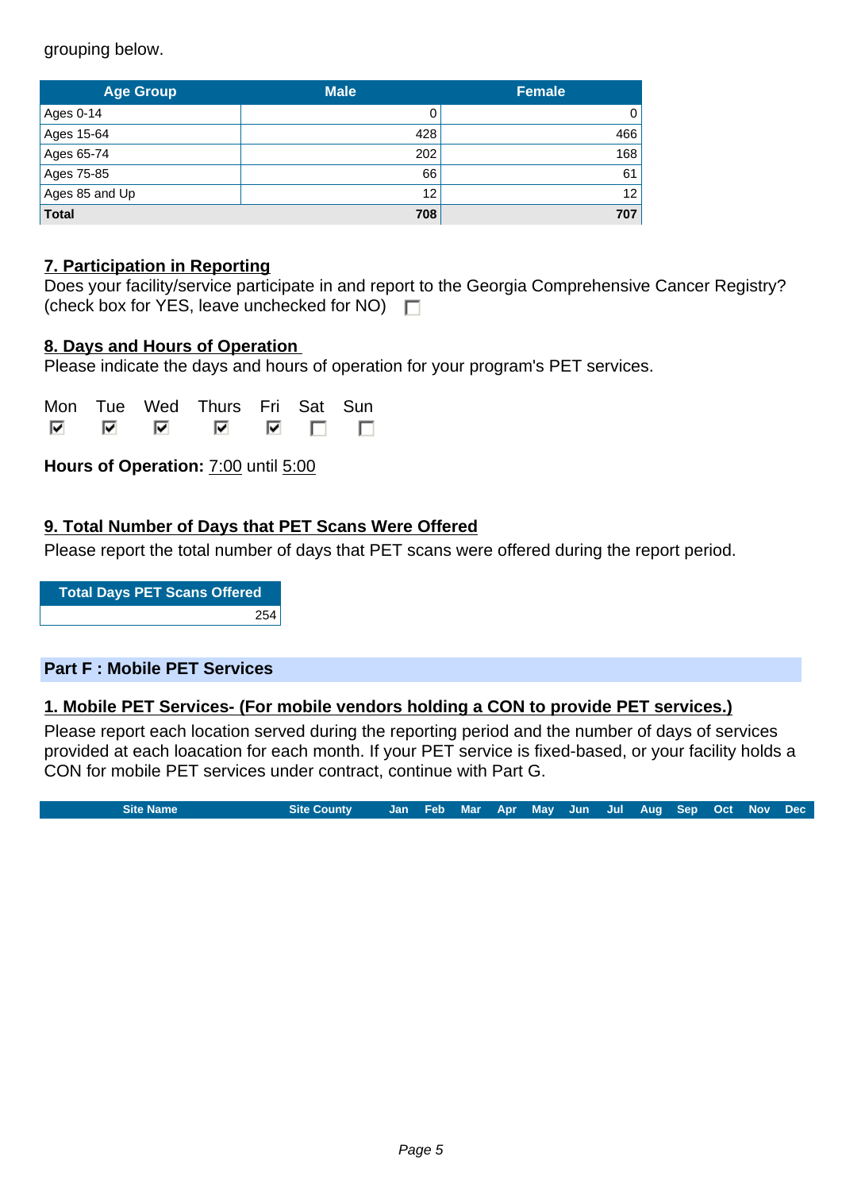grouping below.

| Age Group | Male | Female |
|---|---|---|
| Ages 0-14 | 0 | 0 |
| Ages 15-64 | 428 | 466 |
| Ages 65-74 | 202 | 168 |
| Ages 75-85 | 66 | 61 |
| Ages 85 and Up | 12 | 12 |
| **Total** | **708** | **707** |

**7. Participation in Reporting**

Does your facility/service participate in and report to the Georgia Comprehensive Cancer Registry? (check box for YES, leave unchecked for NO) ☐

**8. Days and Hours of Operation**

Please indicate the days and hours of operation for your program's PET services.

| Mon | Tue | Wed | Thurs | Fri | Sat | Sun |
|---|---|---|---|---|---|---|
| ☑ | ☑ | ☑ | ☑ | ☑ | ☐ | ☐ |

**Hours of Operation:** 7:00 until 5:00

**9. Total Number of Days that PET Scans Were Offered**

Please report the total number of days that PET scans were offered during the report period.

| Total Days PET Scans Offered |
|---|
| 254 |

## Part F : Mobile PET Services

**1. Mobile PET Services- (For mobile vendors holding a CON to provide PET services.)**

Please report each location served during the reporting period and the number of days of services provided at each loacation for each month. If your PET service is fixed-based, or your facility holds a CON for mobile PET services under contract, continue with Part G.

| Site Name | Site County | Jan | Feb | Mar | Apr | May | Jun | Jul | Aug | Sep | Oct | Nov | Dec |
|---|---|---|---|---|---|---|---|---|---|---|---|---|---|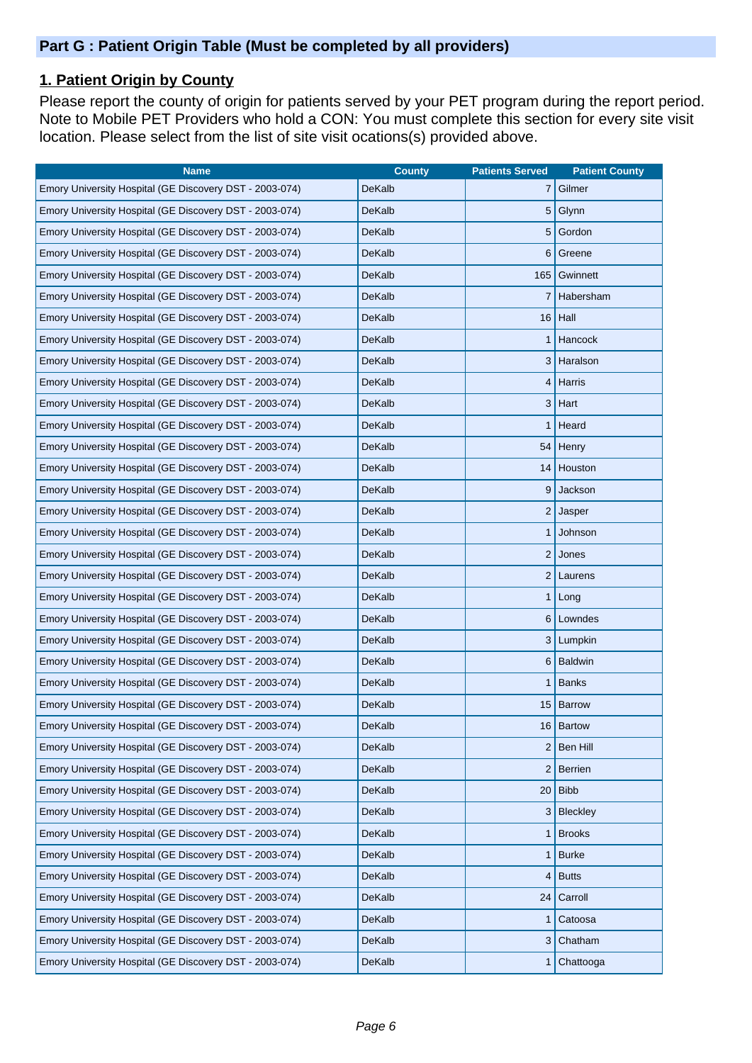## Part G : Patient Origin Table (Must be completed by all providers)

### 1. Patient Origin by County

Please report the county of origin for patients served by your PET program during the report period. Note to Mobile PET Providers who hold a CON: You must complete this section for every site visit location. Please select from the list of site visit ocations(s) provided above.

| Name | County | Patients Served | Patient County |
|---|---|---|---|
| Emory University Hospital (GE Discovery DST - 2003-074) | DeKalb | 7 | Gilmer |
| Emory University Hospital (GE Discovery DST - 2003-074) | DeKalb | 5 | Glynn |
| Emory University Hospital (GE Discovery DST - 2003-074) | DeKalb | 5 | Gordon |
| Emory University Hospital (GE Discovery DST - 2003-074) | DeKalb | 6 | Greene |
| Emory University Hospital (GE Discovery DST - 2003-074) | DeKalb | 165 | Gwinnett |
| Emory University Hospital (GE Discovery DST - 2003-074) | DeKalb | 7 | Habersham |
| Emory University Hospital (GE Discovery DST - 2003-074) | DeKalb | 16 | Hall |
| Emory University Hospital (GE Discovery DST - 2003-074) | DeKalb | 1 | Hancock |
| Emory University Hospital (GE Discovery DST - 2003-074) | DeKalb | 3 | Haralson |
| Emory University Hospital (GE Discovery DST - 2003-074) | DeKalb | 4 | Harris |
| Emory University Hospital (GE Discovery DST - 2003-074) | DeKalb | 3 | Hart |
| Emory University Hospital (GE Discovery DST - 2003-074) | DeKalb | 1 | Heard |
| Emory University Hospital (GE Discovery DST - 2003-074) | DeKalb | 54 | Henry |
| Emory University Hospital (GE Discovery DST - 2003-074) | DeKalb | 14 | Houston |
| Emory University Hospital (GE Discovery DST - 2003-074) | DeKalb | 9 | Jackson |
| Emory University Hospital (GE Discovery DST - 2003-074) | DeKalb | 2 | Jasper |
| Emory University Hospital (GE Discovery DST - 2003-074) | DeKalb | 1 | Johnson |
| Emory University Hospital (GE Discovery DST - 2003-074) | DeKalb | 2 | Jones |
| Emory University Hospital (GE Discovery DST - 2003-074) | DeKalb | 2 | Laurens |
| Emory University Hospital (GE Discovery DST - 2003-074) | DeKalb | 1 | Long |
| Emory University Hospital (GE Discovery DST - 2003-074) | DeKalb | 6 | Lowndes |
| Emory University Hospital (GE Discovery DST - 2003-074) | DeKalb | 3 | Lumpkin |
| Emory University Hospital (GE Discovery DST - 2003-074) | DeKalb | 6 | Baldwin |
| Emory University Hospital (GE Discovery DST - 2003-074) | DeKalb | 1 | Banks |
| Emory University Hospital (GE Discovery DST - 2003-074) | DeKalb | 15 | Barrow |
| Emory University Hospital (GE Discovery DST - 2003-074) | DeKalb | 16 | Bartow |
| Emory University Hospital (GE Discovery DST - 2003-074) | DeKalb | 2 | Ben Hill |
| Emory University Hospital (GE Discovery DST - 2003-074) | DeKalb | 2 | Berrien |
| Emory University Hospital (GE Discovery DST - 2003-074) | DeKalb | 20 | Bibb |
| Emory University Hospital (GE Discovery DST - 2003-074) | DeKalb | 3 | Bleckley |
| Emory University Hospital (GE Discovery DST - 2003-074) | DeKalb | 1 | Brooks |
| Emory University Hospital (GE Discovery DST - 2003-074) | DeKalb | 1 | Burke |
| Emory University Hospital (GE Discovery DST - 2003-074) | DeKalb | 4 | Butts |
| Emory University Hospital (GE Discovery DST - 2003-074) | DeKalb | 24 | Carroll |
| Emory University Hospital (GE Discovery DST - 2003-074) | DeKalb | 1 | Catoosa |
| Emory University Hospital (GE Discovery DST - 2003-074) | DeKalb | 3 | Chatham |
| Emory University Hospital (GE Discovery DST - 2003-074) | DeKalb | 1 | Chattooga |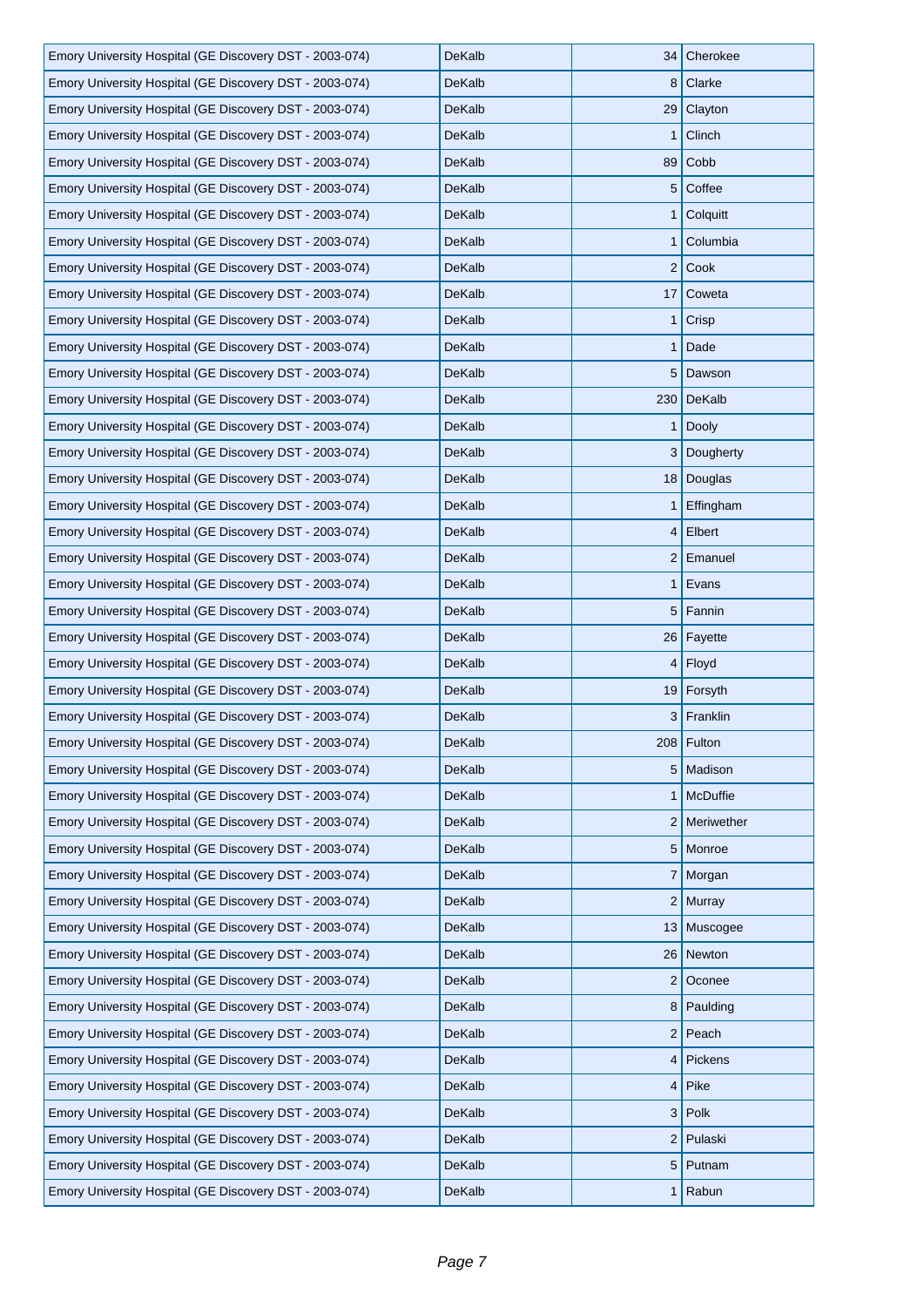| | | | |
|---|---|---|---|
| Emory University Hospital (GE Discovery DST - 2003-074) | DeKalb | 34 | Cherokee |
| Emory University Hospital (GE Discovery DST - 2003-074) | DeKalb | 8 | Clarke |
| Emory University Hospital (GE Discovery DST - 2003-074) | DeKalb | 29 | Clayton |
| Emory University Hospital (GE Discovery DST - 2003-074) | DeKalb | 1 | Clinch |
| Emory University Hospital (GE Discovery DST - 2003-074) | DeKalb | 89 | Cobb |
| Emory University Hospital (GE Discovery DST - 2003-074) | DeKalb | 5 | Coffee |
| Emory University Hospital (GE Discovery DST - 2003-074) | DeKalb | 1 | Colquitt |
| Emory University Hospital (GE Discovery DST - 2003-074) | DeKalb | 1 | Columbia |
| Emory University Hospital (GE Discovery DST - 2003-074) | DeKalb | 2 | Cook |
| Emory University Hospital (GE Discovery DST - 2003-074) | DeKalb | 17 | Coweta |
| Emory University Hospital (GE Discovery DST - 2003-074) | DeKalb | 1 | Crisp |
| Emory University Hospital (GE Discovery DST - 2003-074) | DeKalb | 1 | Dade |
| Emory University Hospital (GE Discovery DST - 2003-074) | DeKalb | 5 | Dawson |
| Emory University Hospital (GE Discovery DST - 2003-074) | DeKalb | 230 | DeKalb |
| Emory University Hospital (GE Discovery DST - 2003-074) | DeKalb | 1 | Dooly |
| Emory University Hospital (GE Discovery DST - 2003-074) | DeKalb | 3 | Dougherty |
| Emory University Hospital (GE Discovery DST - 2003-074) | DeKalb | 18 | Douglas |
| Emory University Hospital (GE Discovery DST - 2003-074) | DeKalb | 1 | Effingham |
| Emory University Hospital (GE Discovery DST - 2003-074) | DeKalb | 4 | Elbert |
| Emory University Hospital (GE Discovery DST - 2003-074) | DeKalb | 2 | Emanuel |
| Emory University Hospital (GE Discovery DST - 2003-074) | DeKalb | 1 | Evans |
| Emory University Hospital (GE Discovery DST - 2003-074) | DeKalb | 5 | Fannin |
| Emory University Hospital (GE Discovery DST - 2003-074) | DeKalb | 26 | Fayette |
| Emory University Hospital (GE Discovery DST - 2003-074) | DeKalb | 4 | Floyd |
| Emory University Hospital (GE Discovery DST - 2003-074) | DeKalb | 19 | Forsyth |
| Emory University Hospital (GE Discovery DST - 2003-074) | DeKalb | 3 | Franklin |
| Emory University Hospital (GE Discovery DST - 2003-074) | DeKalb | 208 | Fulton |
| Emory University Hospital (GE Discovery DST - 2003-074) | DeKalb | 5 | Madison |
| Emory University Hospital (GE Discovery DST - 2003-074) | DeKalb | 1 | McDuffie |
| Emory University Hospital (GE Discovery DST - 2003-074) | DeKalb | 2 | Meriwether |
| Emory University Hospital (GE Discovery DST - 2003-074) | DeKalb | 5 | Monroe |
| Emory University Hospital (GE Discovery DST - 2003-074) | DeKalb | 7 | Morgan |
| Emory University Hospital (GE Discovery DST - 2003-074) | DeKalb | 2 | Murray |
| Emory University Hospital (GE Discovery DST - 2003-074) | DeKalb | 13 | Muscogee |
| Emory University Hospital (GE Discovery DST - 2003-074) | DeKalb | 26 | Newton |
| Emory University Hospital (GE Discovery DST - 2003-074) | DeKalb | 2 | Oconee |
| Emory University Hospital (GE Discovery DST - 2003-074) | DeKalb | 8 | Paulding |
| Emory University Hospital (GE Discovery DST - 2003-074) | DeKalb | 2 | Peach |
| Emory University Hospital (GE Discovery DST - 2003-074) | DeKalb | 4 | Pickens |
| Emory University Hospital (GE Discovery DST - 2003-074) | DeKalb | 4 | Pike |
| Emory University Hospital (GE Discovery DST - 2003-074) | DeKalb | 3 | Polk |
| Emory University Hospital (GE Discovery DST - 2003-074) | DeKalb | 2 | Pulaski |
| Emory University Hospital (GE Discovery DST - 2003-074) | DeKalb | 5 | Putnam |
| Emory University Hospital (GE Discovery DST - 2003-074) | DeKalb | 1 | Rabun |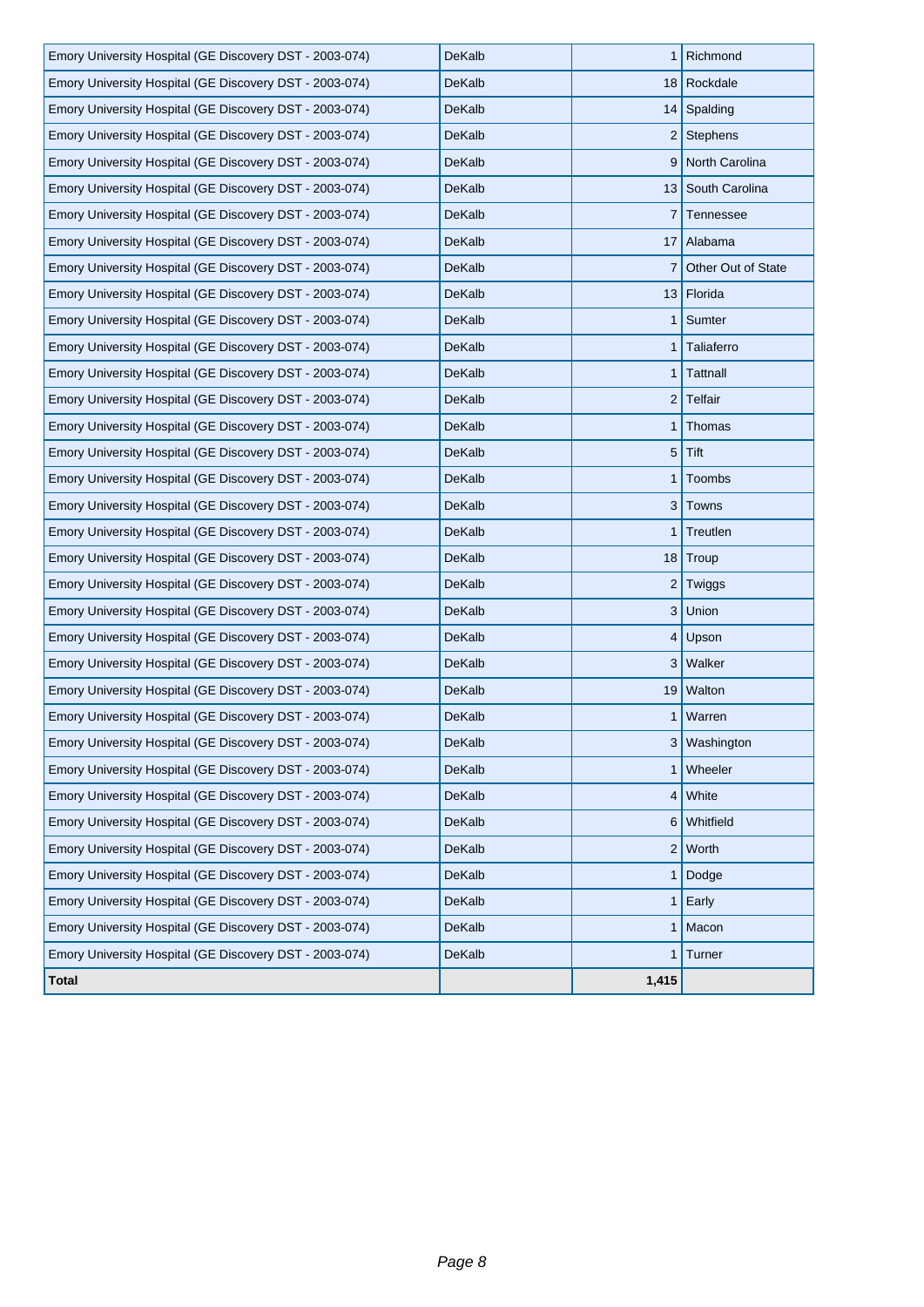| Emory University Hospital (GE Discovery DST - 2003-074) | DeKalb | 1 | Richmond |
|---|---|---|---|
| Emory University Hospital (GE Discovery DST - 2003-074) | DeKalb | 18 | Rockdale |
| Emory University Hospital (GE Discovery DST - 2003-074) | DeKalb | 14 | Spalding |
| Emory University Hospital (GE Discovery DST - 2003-074) | DeKalb | 2 | Stephens |
| Emory University Hospital (GE Discovery DST - 2003-074) | DeKalb | 9 | North Carolina |
| Emory University Hospital (GE Discovery DST - 2003-074) | DeKalb | 13 | South Carolina |
| Emory University Hospital (GE Discovery DST - 2003-074) | DeKalb | 7 | Tennessee |
| Emory University Hospital (GE Discovery DST - 2003-074) | DeKalb | 17 | Alabama |
| Emory University Hospital (GE Discovery DST - 2003-074) | DeKalb | 7 | Other Out of State |
| Emory University Hospital (GE Discovery DST - 2003-074) | DeKalb | 13 | Florida |
| Emory University Hospital (GE Discovery DST - 2003-074) | DeKalb | 1 | Sumter |
| Emory University Hospital (GE Discovery DST - 2003-074) | DeKalb | 1 | Taliaferro |
| Emory University Hospital (GE Discovery DST - 2003-074) | DeKalb | 1 | Tattnall |
| Emory University Hospital (GE Discovery DST - 2003-074) | DeKalb | 2 | Telfair |
| Emory University Hospital (GE Discovery DST - 2003-074) | DeKalb | 1 | Thomas |
| Emory University Hospital (GE Discovery DST - 2003-074) | DeKalb | 5 | Tift |
| Emory University Hospital (GE Discovery DST - 2003-074) | DeKalb | 1 | Toombs |
| Emory University Hospital (GE Discovery DST - 2003-074) | DeKalb | 3 | Towns |
| Emory University Hospital (GE Discovery DST - 2003-074) | DeKalb | 1 | Treutlen |
| Emory University Hospital (GE Discovery DST - 2003-074) | DeKalb | 18 | Troup |
| Emory University Hospital (GE Discovery DST - 2003-074) | DeKalb | 2 | Twiggs |
| Emory University Hospital (GE Discovery DST - 2003-074) | DeKalb | 3 | Union |
| Emory University Hospital (GE Discovery DST - 2003-074) | DeKalb | 4 | Upson |
| Emory University Hospital (GE Discovery DST - 2003-074) | DeKalb | 3 | Walker |
| Emory University Hospital (GE Discovery DST - 2003-074) | DeKalb | 19 | Walton |
| Emory University Hospital (GE Discovery DST - 2003-074) | DeKalb | 1 | Warren |
| Emory University Hospital (GE Discovery DST - 2003-074) | DeKalb | 3 | Washington |
| Emory University Hospital (GE Discovery DST - 2003-074) | DeKalb | 1 | Wheeler |
| Emory University Hospital (GE Discovery DST - 2003-074) | DeKalb | 4 | White |
| Emory University Hospital (GE Discovery DST - 2003-074) | DeKalb | 6 | Whitfield |
| Emory University Hospital (GE Discovery DST - 2003-074) | DeKalb | 2 | Worth |
| Emory University Hospital (GE Discovery DST - 2003-074) | DeKalb | 1 | Dodge |
| Emory University Hospital (GE Discovery DST - 2003-074) | DeKalb | 1 | Early |
| Emory University Hospital (GE Discovery DST - 2003-074) | DeKalb | 1 | Macon |
| Emory University Hospital (GE Discovery DST - 2003-074) | DeKalb | 1 | Turner |
| **Total** | | **1,415** | |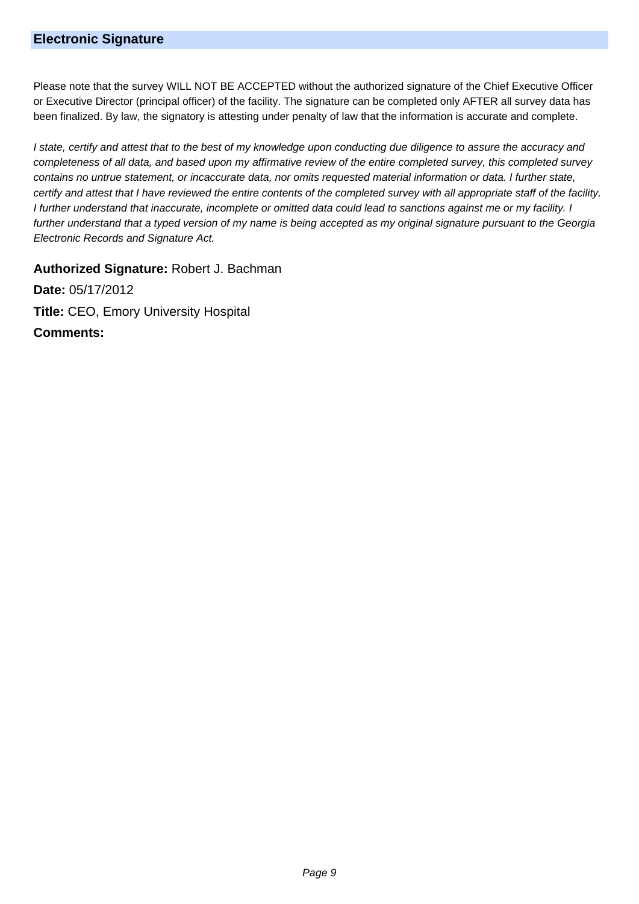## Electronic Signature

Please note that the survey WILL NOT BE ACCEPTED without the authorized signature of the Chief Executive Officer or Executive Director (principal officer) of the facility. The signature can be completed only AFTER all survey data has been finalized. By law, the signatory is attesting under penalty of law that the information is accurate and complete.

*I state, certify and attest that to the best of my knowledge upon conducting due diligence to assure the accuracy and completeness of all data, and based upon my affirmative review of the entire completed survey, this completed survey contains no untrue statement, or incaccurate data, nor omits requested material information or data. I further state, certify and attest that I have reviewed the entire contents of the completed survey with all appropriate staff of the facility. I further understand that inaccurate, incomplete or omitted data could lead to sanctions against me or my facility. I further understand that a typed version of my name is being accepted as my original signature pursuant to the Georgia Electronic Records and Signature Act.*

**Authorized Signature:** Robert J. Bachman

**Date:** 05/17/2012

**Title:** CEO, Emory University Hospital

**Comments:**